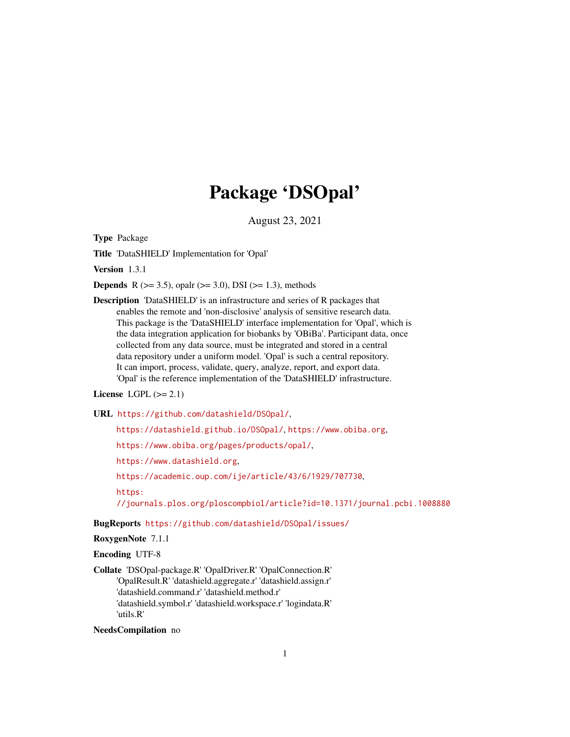# Package 'DSOpal'

August 23, 2021

**Type** Package

**Title** 'DataSHIELD' Implementation for 'Opal'

**Version** 1.3.1

**Depends** R (>= 3.5), opalr (>= 3.0), DSI (>= 1.3), methods

**Description** 'DataSHIELD' is an infrastructure and series of R packages that enables the remote and 'non-disclosive' analysis of sensitive research data. This package is the 'DataSHIELD' interface implementation for 'Opal', which is the data integration application for biobanks by 'OBiBa'. Participant data, once collected from any data source, must be integrated and stored in a central data repository under a uniform model. 'Opal' is such a central repository. It can import, process, validate, query, analyze, report, and export data. 'Opal' is the reference implementation of the 'DataSHIELD' infrastructure.

**License** LGPL (>= 2.1)

**URL** https://github.com/datashield/DSOpal/, https://datashield.github.io/DSOpal/, https://www.obiba.org, https://www.obiba.org/pages/products/opal/, https://www.datashield.org, https://academic.oup.com/ije/article/43/6/1929/707730, https://journals.plos.org/ploscompbiol/article?id=10.1371/journal.pcbi.1008880

**BugReports** https://github.com/datashield/DSOpal/issues/

**RoxygenNote** 7.1.1

**Encoding** UTF-8

**Collate** 'DSOpal-package.R' 'OpalDriver.R' 'OpalConnection.R' 'OpalResult.R' 'datashield.aggregate.r' 'datashield.assign.r' 'datashield.command.r' 'datashield.method.r' 'datashield.symbol.r' 'datashield.workspace.r' 'logindata.R' 'utils.R'

**NeedsCompilation** no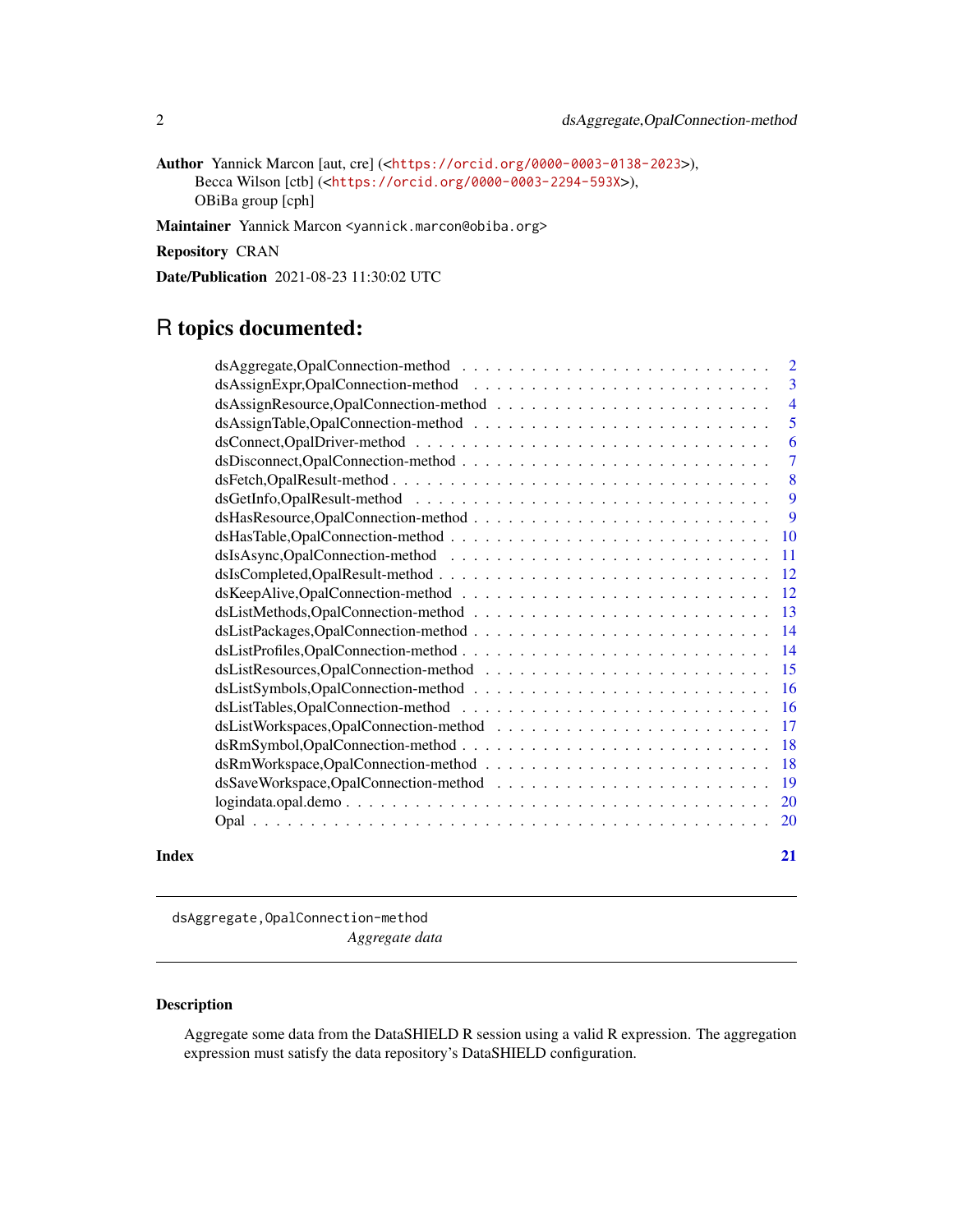**Author** Yannick Marcon [aut, cre] (<https://orcid.org/0000-0003-0138-2023>),
Becca Wilson [ctb] (<https://orcid.org/0000-0003-2294-593X>),
OBiBa group [cph]

**Maintainer** Yannick Marcon <yannick.marcon@obiba.org>

**Repository** CRAN

**Date/Publication** 2021-08-23 11:30:02 UTC

# R topics documented:

| | |
|---|---|
| dsAggregate,OpalConnection-method | 2 |
| dsAssignExpr,OpalConnection-method | 3 |
| dsAssignResource,OpalConnection-method | 4 |
| dsAssignTable,OpalConnection-method | 5 |
| dsConnect,OpalDriver-method | 6 |
| dsDisconnect,OpalConnection-method | 7 |
| dsFetch,OpalResult-method | 8 |
| dsGetInfo,OpalResult-method | 9 |
| dsHasResource,OpalConnection-method | 9 |
| dsHasTable,OpalConnection-method | 10 |
| dsIsAsync,OpalConnection-method | 11 |
| dsIsCompleted,OpalResult-method | 12 |
| dsKeepAlive,OpalConnection-method | 12 |
| dsListMethods,OpalConnection-method | 13 |
| dsListPackages,OpalConnection-method | 14 |
| dsListProfiles,OpalConnection-method | 14 |
| dsListResources,OpalConnection-method | 15 |
| dsListSymbols,OpalConnection-method | 16 |
| dsListTables,OpalConnection-method | 16 |
| dsListWorkspaces,OpalConnection-method | 17 |
| dsRmSymbol,OpalConnection-method | 18 |
| dsRmWorkspace,OpalConnection-method | 18 |
| dsSaveWorkspace,OpalConnection-method | 19 |
| logindata.opal.demo | 20 |
| Opal | 20 |

**Index** **21**

---

`dsAggregate,OpalConnection-method`
*Aggregate data*

---

### Description

Aggregate some data from the DataSHIELD R session using a valid R expression. The aggregation expression must satisfy the data repository's DataSHIELD configuration.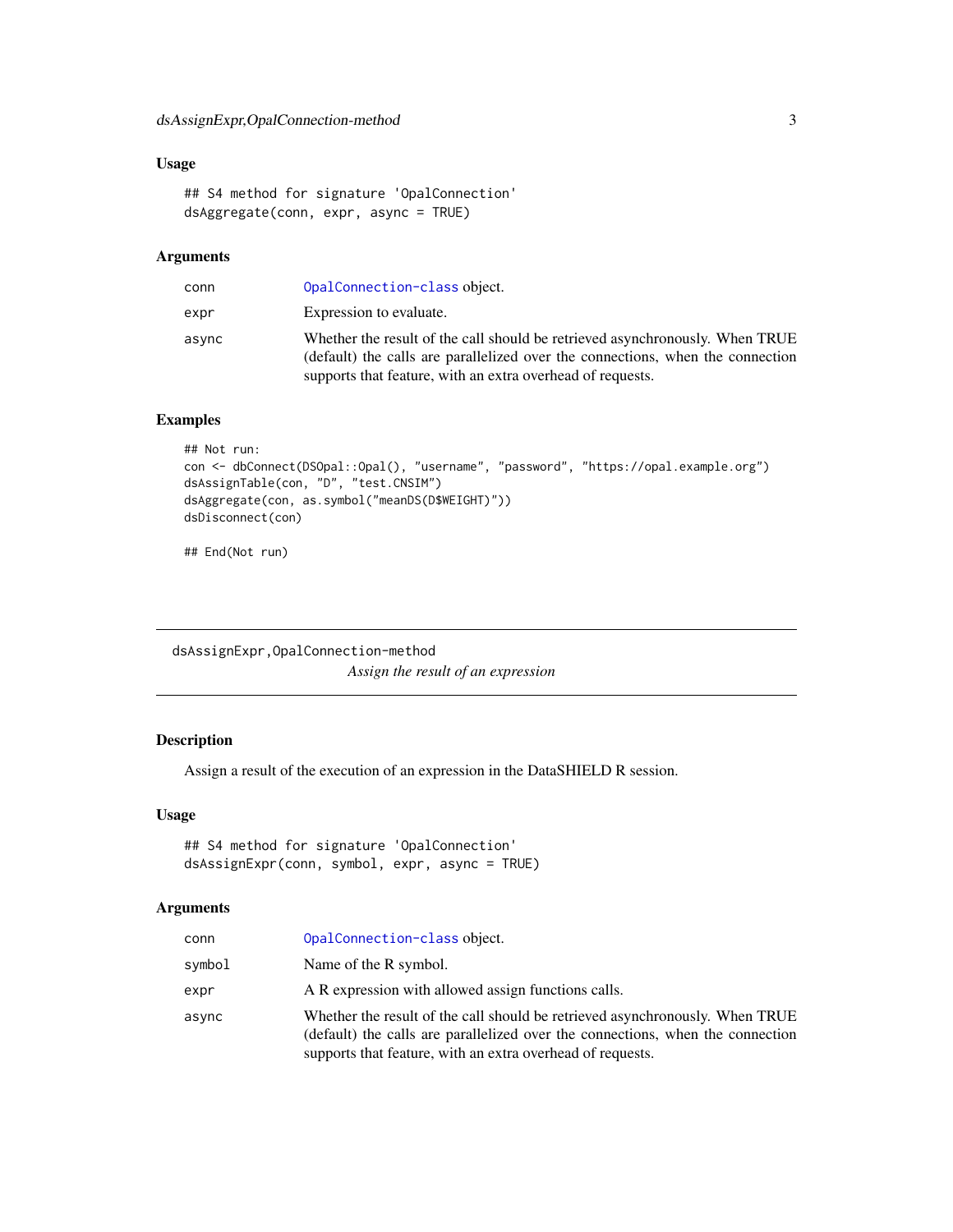### Usage

```
## S4 method for signature 'OpalConnection'
dsAggregate(conn, expr, async = TRUE)
```

### Arguments

| | |
|---|---|
| conn | OpalConnection-class object. |
| expr | Expression to evaluate. |
| async | Whether the result of the call should be retrieved asynchronously. When TRUE (default) the calls are parallelized over the connections, when the connection supports that feature, with an extra overhead of requests. |

### Examples

```
## Not run:
con <- dbConnect(DSOpal::Opal(), "username", "password", "https://opal.example.org")
dsAssignTable(con, "D", "test.CNSIM")
dsAggregate(con, as.symbol("meanDS(D$WEIGHT)"))
dsDisconnect(con)

## End(Not run)
```

---

## dsAssignExpr,OpalConnection-method

*Assign the result of an expression*

---

### Description

Assign a result of the execution of an expression in the DataSHIELD R session.

### Usage

```
## S4 method for signature 'OpalConnection'
dsAssignExpr(conn, symbol, expr, async = TRUE)
```

### Arguments

| | |
|---|---|
| conn | OpalConnection-class object. |
| symbol | Name of the R symbol. |
| expr | A R expression with allowed assign functions calls. |
| async | Whether the result of the call should be retrieved asynchronously. When TRUE (default) the calls are parallelized over the connections, when the connection supports that feature, with an extra overhead of requests. |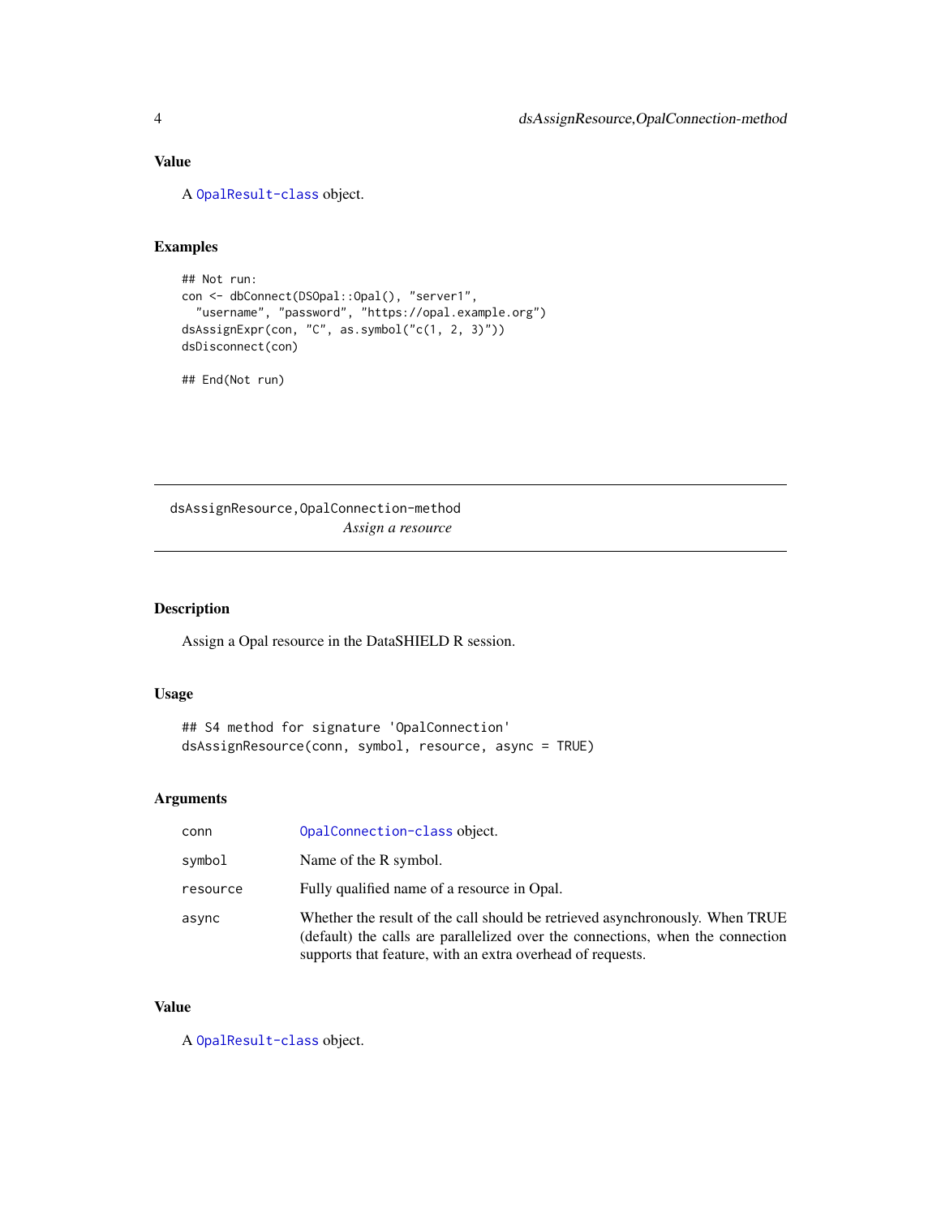### Value

A OpalResult-class object.

### Examples

```
## Not run:
con <- dbConnect(DSOpal::Opal(), "server1",
  "username", "password", "https://opal.example.org")
dsAssignExpr(con, "C", as.symbol("c(1, 2, 3)"))
dsDisconnect(con)

## End(Not run)
```

---

## dsAssignResource,OpalConnection-method

*Assign a resource*

---

### Description

Assign a Opal resource in the DataSHIELD R session.

### Usage

```
## S4 method for signature 'OpalConnection'
dsAssignResource(conn, symbol, resource, async = TRUE)
```

### Arguments

| | |
|---|---|
| conn | OpalConnection-class object. |
| symbol | Name of the R symbol. |
| resource | Fully qualified name of a resource in Opal. |
| async | Whether the result of the call should be retrieved asynchronously. When TRUE (default) the calls are parallelized over the connections, when the connection supports that feature, with an extra overhead of requests. |

### Value

A OpalResult-class object.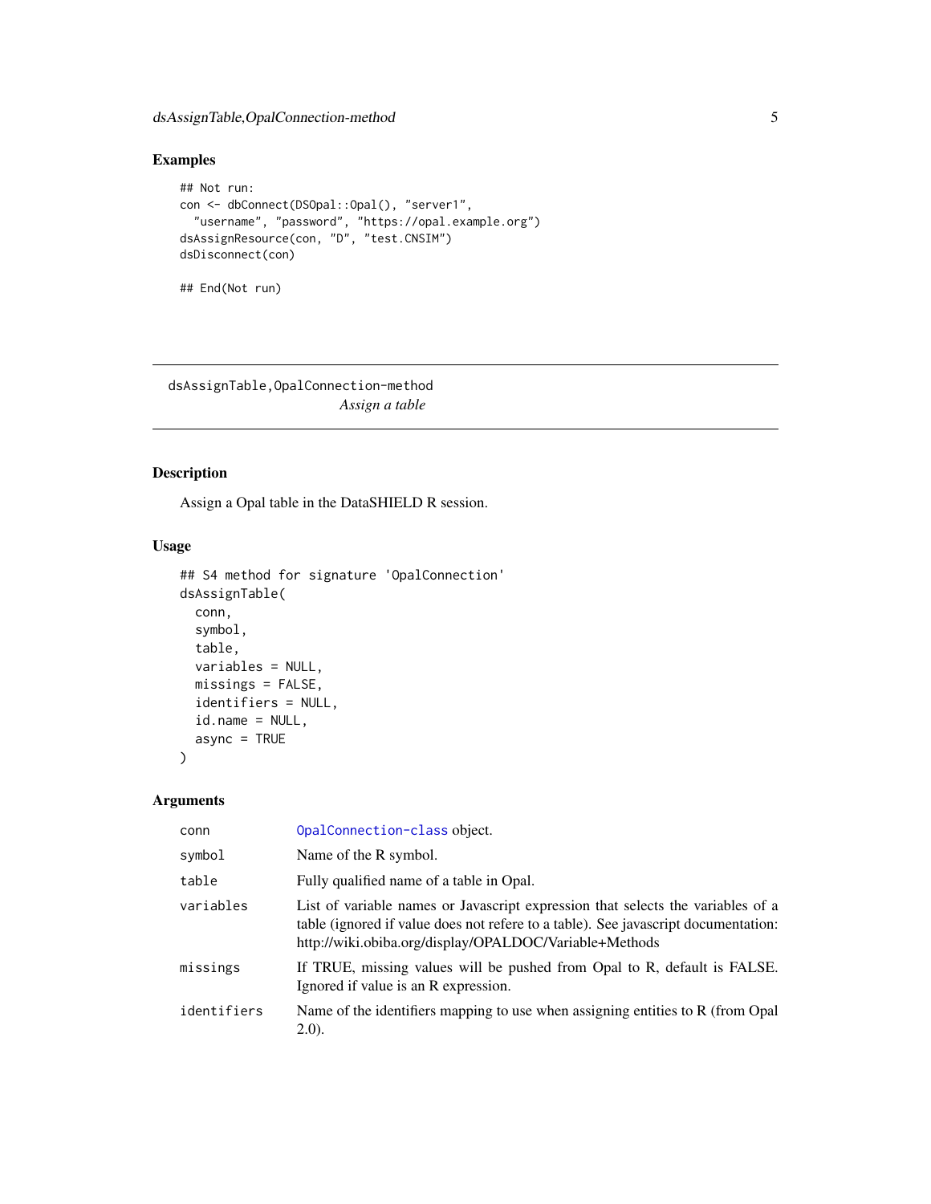## Examples

```
## Not run:
con <- dbConnect(DSOpal::Opal(), "server1",
  "username", "password", "https://opal.example.org")
dsAssignResource(con, "D", "test.CNSIM")
dsDisconnect(con)

## End(Not run)
```

---

# dsAssignTable,OpalConnection-method

*Assign a table*

---

## Description

Assign a Opal table in the DataSHIELD R session.

## Usage

```
## S4 method for signature 'OpalConnection'
dsAssignTable(
  conn,
  symbol,
  table,
  variables = NULL,
  missings = FALSE,
  identifiers = NULL,
  id.name = NULL,
  async = TRUE
)
```

## Arguments

| | |
|---|---|
| conn | OpalConnection-class object. |
| symbol | Name of the R symbol. |
| table | Fully qualified name of a table in Opal. |
| variables | List of variable names or Javascript expression that selects the variables of a table (ignored if value does not refere to a table). See javascript documentation: http://wiki.obiba.org/display/OPALDOC/Variable+Methods |
| missings | If TRUE, missing values will be pushed from Opal to R, default is FALSE. Ignored if value is an R expression. |
| identifiers | Name of the identifiers mapping to use when assigning entities to R (from Opal 2.0). |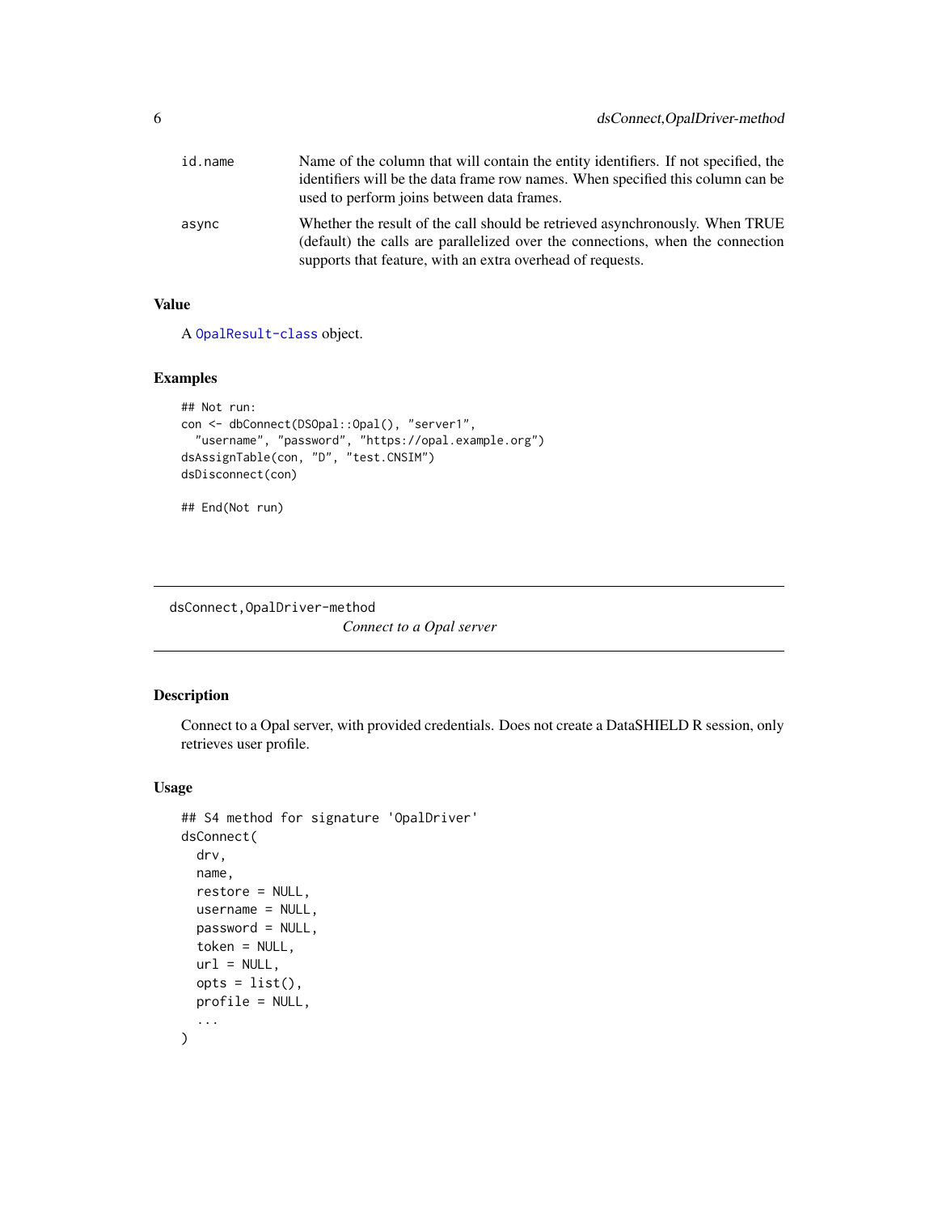| | |
|---|---|
| id.name | Name of the column that will contain the entity identifiers. If not specified, the identifiers will be the data frame row names. When specified this column can be used to perform joins between data frames. |
| async | Whether the result of the call should be retrieved asynchronously. When TRUE (default) the calls are parallelized over the connections, when the connection supports that feature, with an extra overhead of requests. |

### Value

A OpalResult-class object.

### Examples

```
## Not run:
con <- dbConnect(DSOpal::Opal(), "server1",
  "username", "password", "https://opal.example.org")
dsAssignTable(con, "D", "test.CNSIM")
dsDisconnect(con)

## End(Not run)
```

---

## dsConnect,OpalDriver-method

*Connect to a Opal server*

---

### Description

Connect to a Opal server, with provided credentials. Does not create a DataSHIELD R session, only retrieves user profile.

### Usage

```
## S4 method for signature 'OpalDriver'
dsConnect(
  drv,
  name,
  restore = NULL,
  username = NULL,
  password = NULL,
  token = NULL,
  url = NULL,
  opts = list(),
  profile = NULL,
  ...
)
```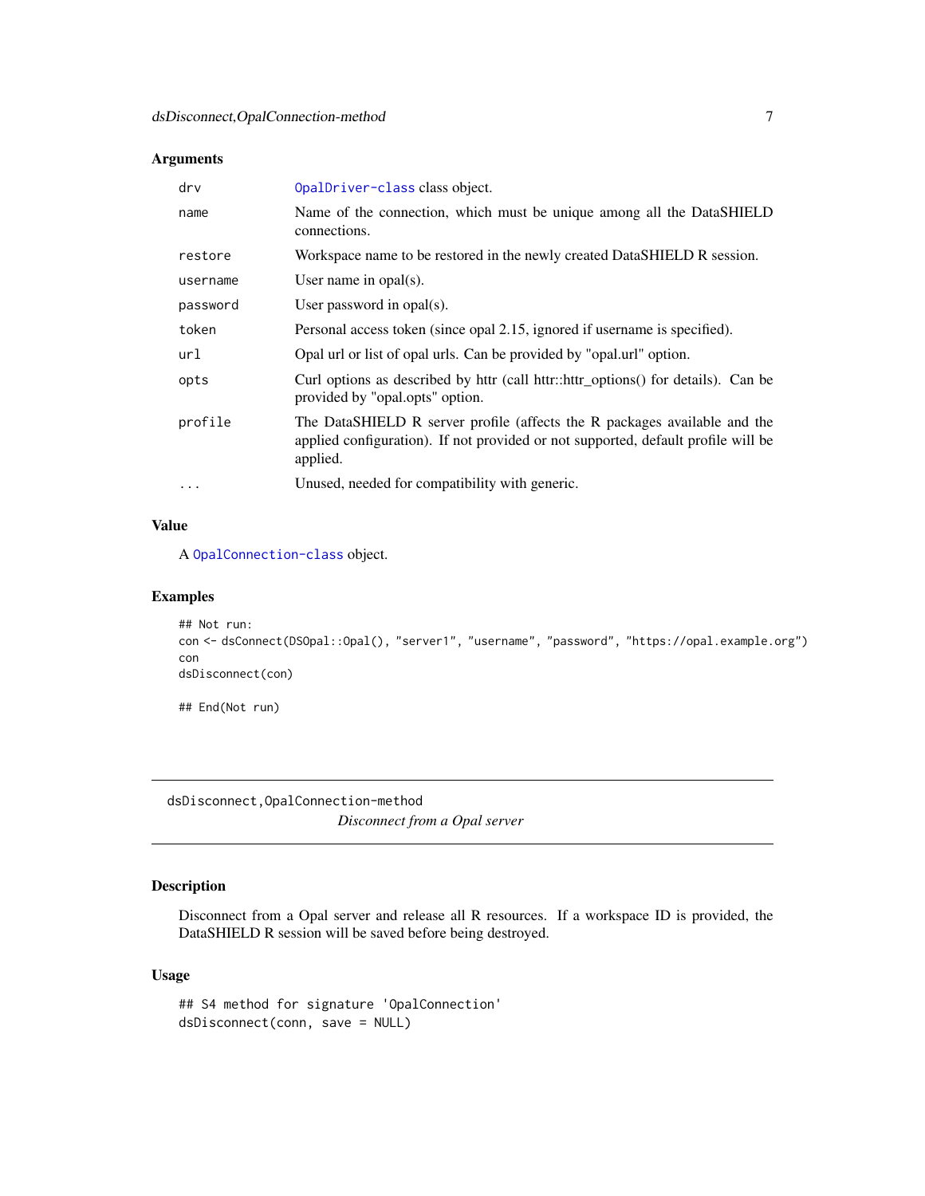### Arguments

| | |
|---|---|
| drv | OpalDriver-class class object. |
| name | Name of the connection, which must be unique among all the DataSHIELD connections. |
| restore | Workspace name to be restored in the newly created DataSHIELD R session. |
| username | User name in opal(s). |
| password | User password in opal(s). |
| token | Personal access token (since opal 2.15, ignored if username is specified). |
| url | Opal url or list of opal urls. Can be provided by "opal.url" option. |
| opts | Curl options as described by httr (call httr::httr_options() for details). Can be provided by "opal.opts" option. |
| profile | The DataSHIELD R server profile (affects the R packages available and the applied configuration). If not provided or not supported, default profile will be applied. |
| ... | Unused, needed for compatibility with generic. |

### Value

A OpalConnection-class object.

### Examples

```
## Not run:
con <- dsConnect(DSOpal::Opal(), "server1", "username", "password", "https://opal.example.org")
con
dsDisconnect(con)

## End(Not run)
```

---

## dsDisconnect,OpalConnection-method

*Disconnect from a Opal server*

---

### Description

Disconnect from a Opal server and release all R resources. If a workspace ID is provided, the DataSHIELD R session will be saved before being destroyed.

### Usage

```
## S4 method for signature 'OpalConnection'
dsDisconnect(conn, save = NULL)
```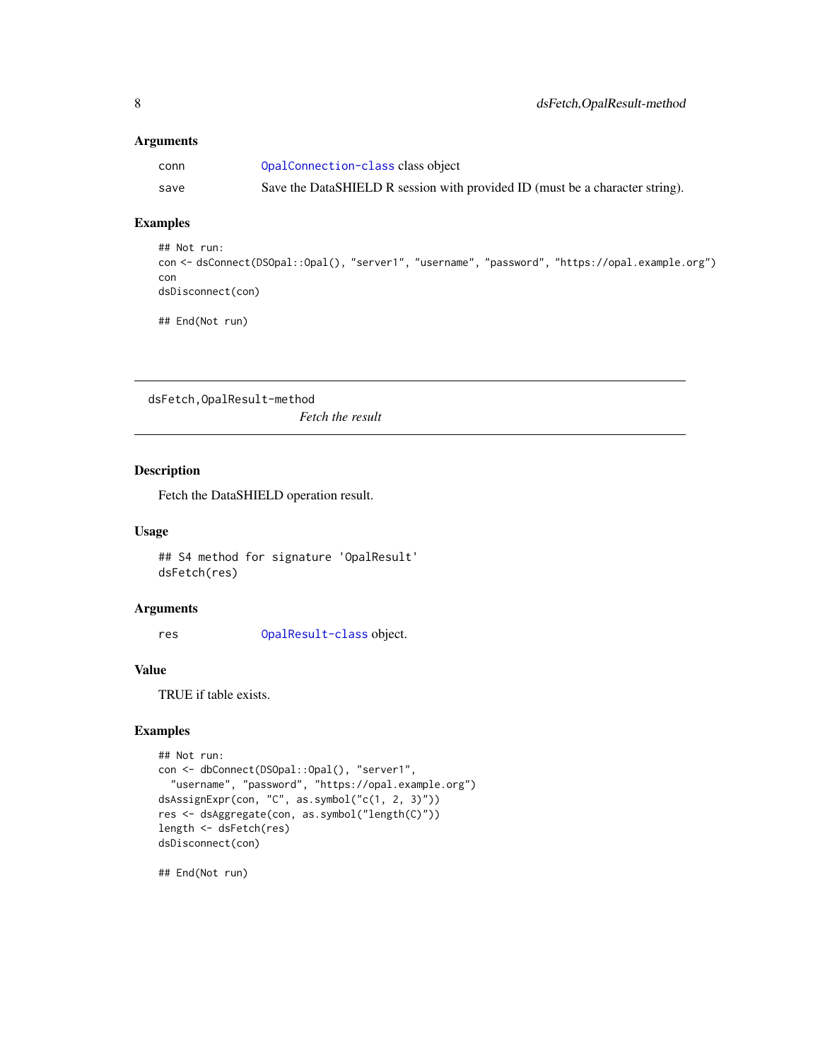### Arguments

| | |
|---|---|
| conn | OpalConnection-class class object |
| save | Save the DataSHIELD R session with provided ID (must be a character string). |

### Examples

```
## Not run:
con <- dsConnect(DSOpal::Opal(), "server1", "username", "password", "https://opal.example.org")
con
dsDisconnect(con)

## End(Not run)
```

---

## dsFetch,OpalResult-method

*Fetch the result*

---

### Description

Fetch the DataSHIELD operation result.

### Usage

```
## S4 method for signature 'OpalResult'
dsFetch(res)
```

### Arguments

| | |
|---|---|
| res | OpalResult-class object. |

### Value

TRUE if table exists.

### Examples

```
## Not run:
con <- dbConnect(DSOpal::Opal(), "server1",
  "username", "password", "https://opal.example.org")
dsAssignExpr(con, "C", as.symbol("c(1, 2, 3)"))
res <- dsAggregate(con, as.symbol("length(C)"))
length <- dsFetch(res)
dsDisconnect(con)

## End(Not run)
```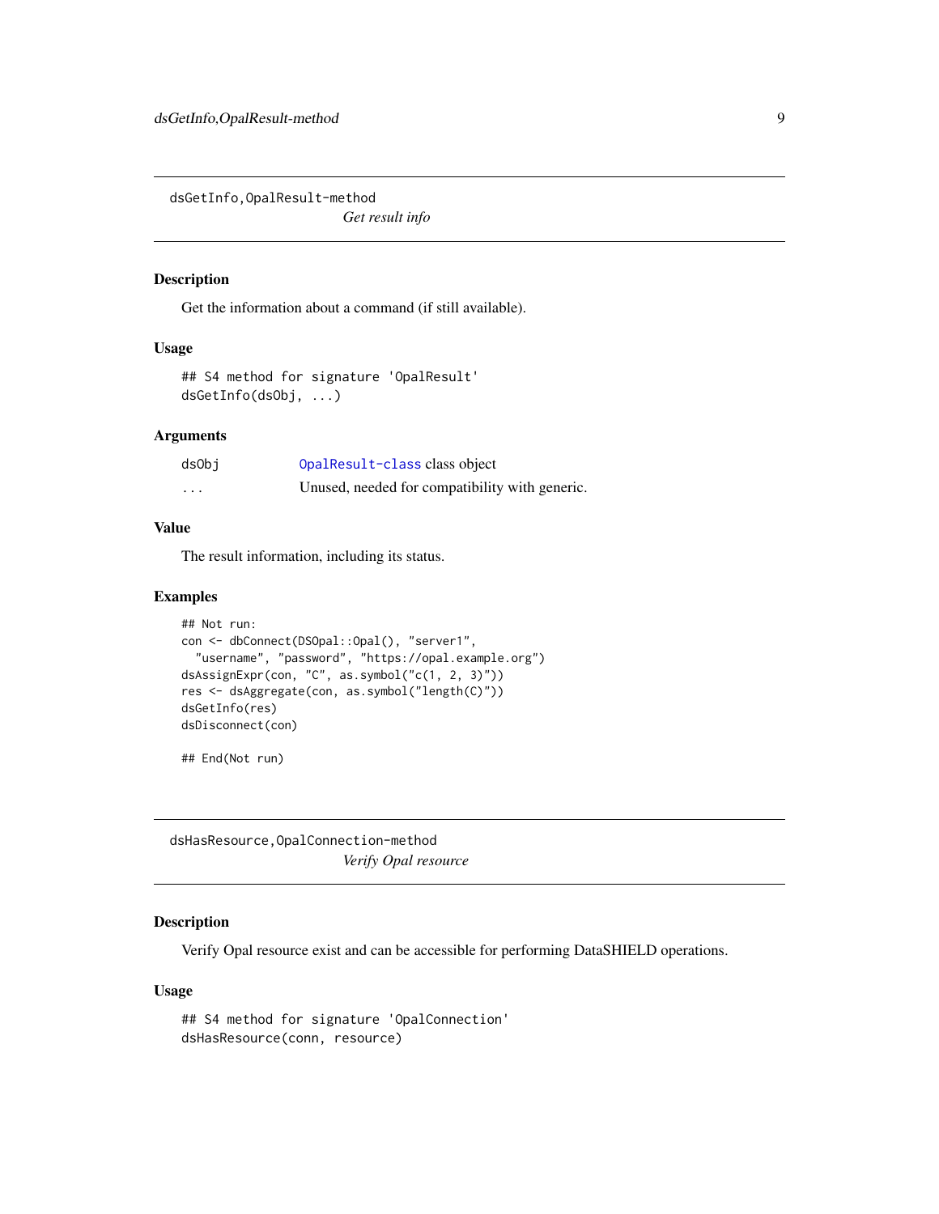## dsGetInfo,OpalResult-method

*Get result info*

### Description

Get the information about a command (if still available).

### Usage

```
## S4 method for signature 'OpalResult'
dsGetInfo(dsObj, ...)
```

### Arguments

| | |
|---|---|
| dsObj | OpalResult-class class object |
| ... | Unused, needed for compatibility with generic. |

### Value

The result information, including its status.

### Examples

```
## Not run:
con <- dbConnect(DSOpal::Opal(), "server1",
  "username", "password", "https://opal.example.org")
dsAssignExpr(con, "C", as.symbol("c(1, 2, 3)"))
res <- dsAggregate(con, as.symbol("length(C)"))
dsGetInfo(res)
dsDisconnect(con)

## End(Not run)
```

## dsHasResource,OpalConnection-method

*Verify Opal resource*

### Description

Verify Opal resource exist and can be accessible for performing DataSHIELD operations.

### Usage

```
## S4 method for signature 'OpalConnection'
dsHasResource(conn, resource)
```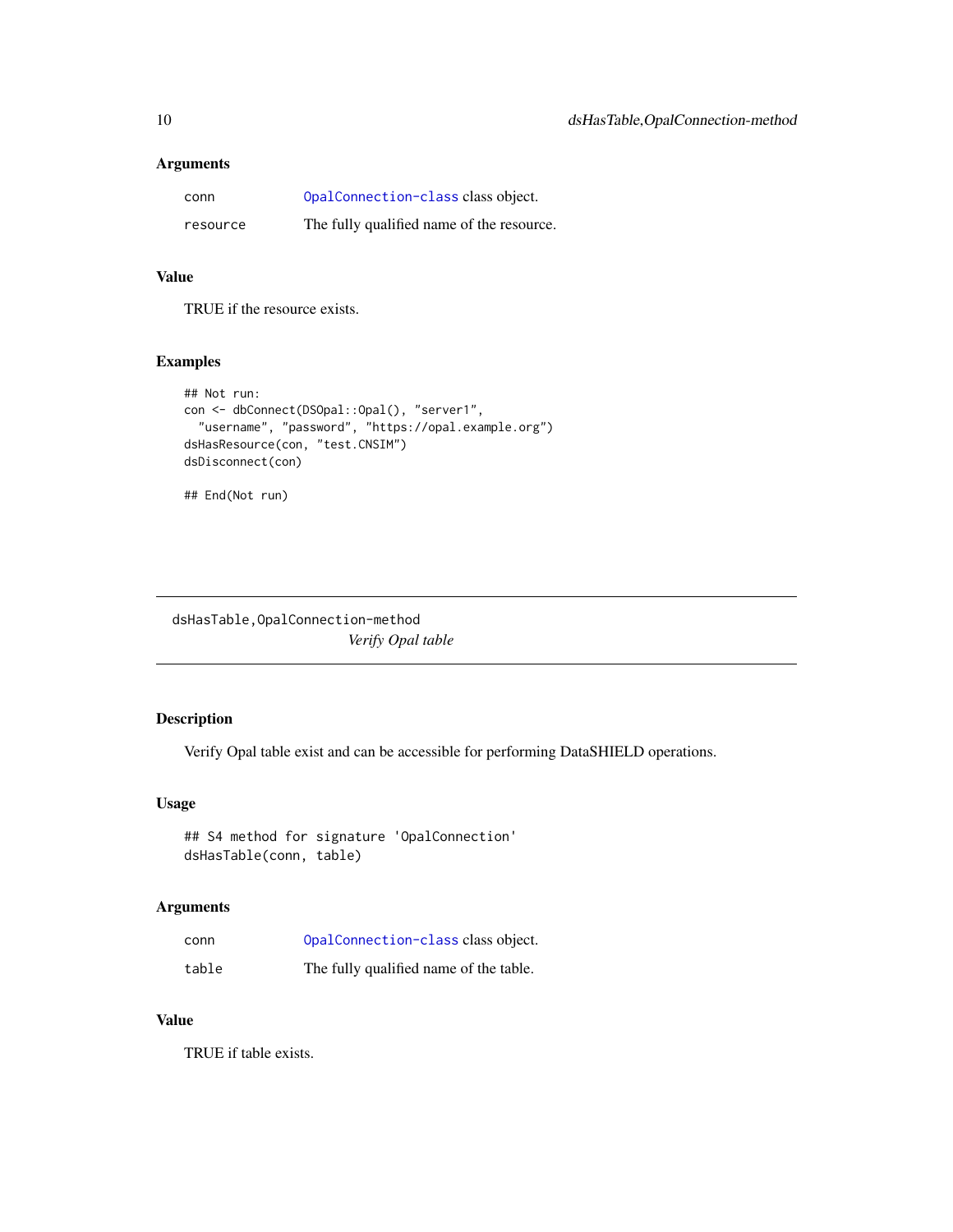### Arguments

| | |
|---|---|
| conn | OpalConnection-class class object. |
| resource | The fully qualified name of the resource. |

### Value

TRUE if the resource exists.

### Examples

```
## Not run:
con <- dbConnect(DSOpal::Opal(), "server1",
  "username", "password", "https://opal.example.org")
dsHasResource(con, "test.CNSIM")
dsDisconnect(con)

## End(Not run)
```

---

## dsHasTable,OpalConnection-method

*Verify Opal table*

---

### Description

Verify Opal table exist and can be accessible for performing DataSHIELD operations.

### Usage

```
## S4 method for signature 'OpalConnection'
dsHasTable(conn, table)
```

### Arguments

| | |
|---|---|
| conn | OpalConnection-class class object. |
| table | The fully qualified name of the table. |

### Value

TRUE if table exists.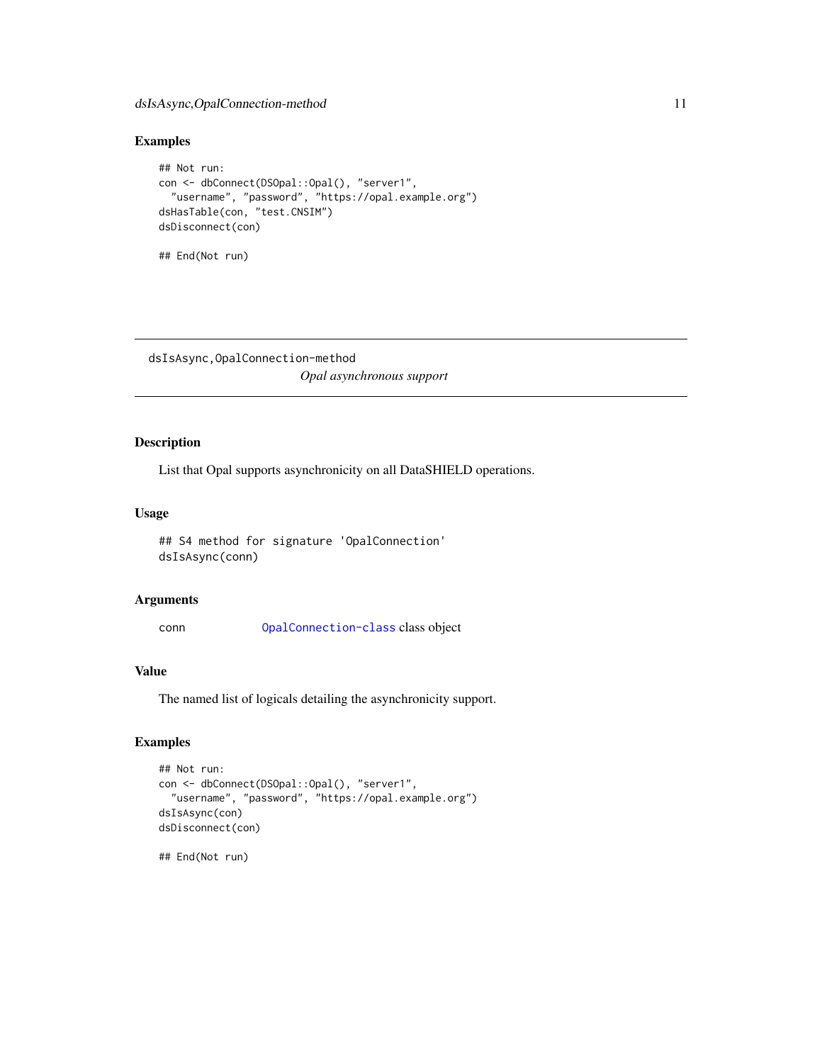### Examples

```
## Not run:
con <- dbConnect(DSOpal::Opal(), "server1",
  "username", "password", "https://opal.example.org")
dsHasTable(con, "test.CNSIM")
dsDisconnect(con)

## End(Not run)
```

---

## dsIsAsync,OpalConnection-method

*Opal asynchronous support*

---

### Description

List that Opal supports asynchronicity on all DataSHIELD operations.

### Usage

```
## S4 method for signature 'OpalConnection'
dsIsAsync(conn)
```

### Arguments

| | |
|---|---|
| conn | OpalConnection-class class object |

### Value

The named list of logicals detailing the asynchronicity support.

### Examples

```
## Not run:
con <- dbConnect(DSOpal::Opal(), "server1",
  "username", "password", "https://opal.example.org")
dsIsAsync(con)
dsDisconnect(con)

## End(Not run)
```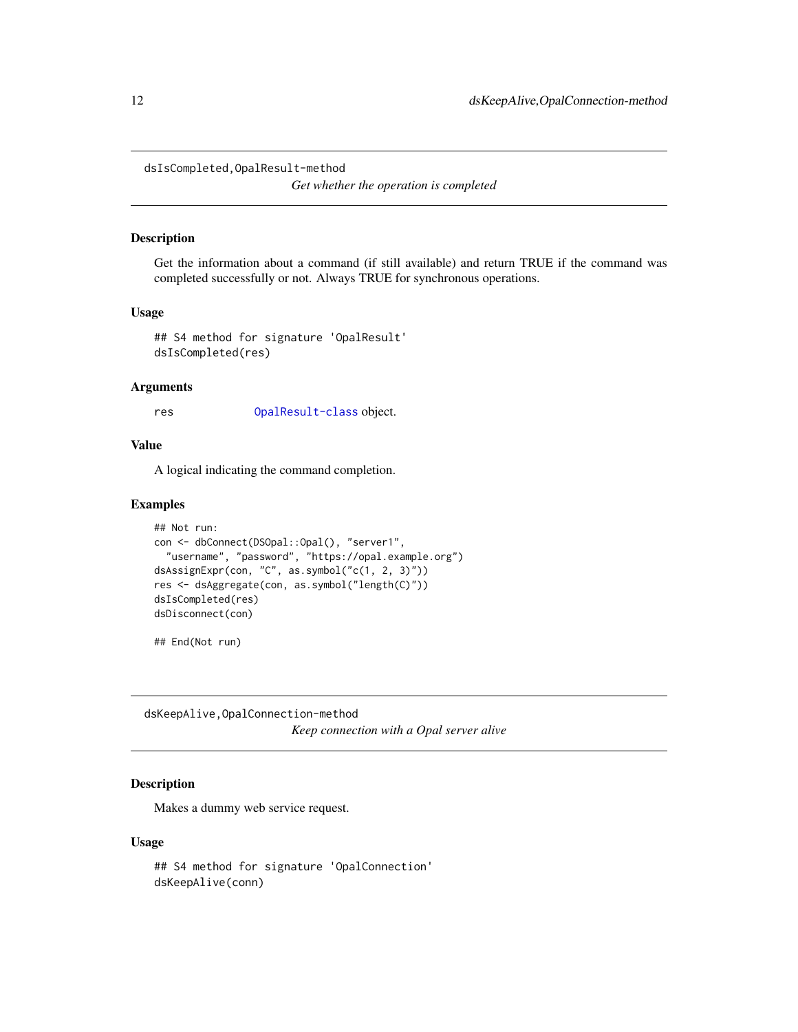## dsIsCompleted,OpalResult-method

*Get whether the operation is completed*

### Description

Get the information about a command (if still available) and return TRUE if the command was completed successfully or not. Always TRUE for synchronous operations.

### Usage

```
## S4 method for signature 'OpalResult'
dsIsCompleted(res)
```

### Arguments

| | |
|---|---|
| res | OpalResult-class object. |

### Value

A logical indicating the command completion.

### Examples

```
## Not run:
con <- dbConnect(DSOpal::Opal(), "server1",
  "username", "password", "https://opal.example.org")
dsAssignExpr(con, "C", as.symbol("c(1, 2, 3)"))
res <- dsAggregate(con, as.symbol("length(C)"))
dsIsCompleted(res)
dsDisconnect(con)

## End(Not run)
```

## dsKeepAlive,OpalConnection-method

*Keep connection with a Opal server alive*

### Description

Makes a dummy web service request.

### Usage

```
## S4 method for signature 'OpalConnection'
dsKeepAlive(conn)
```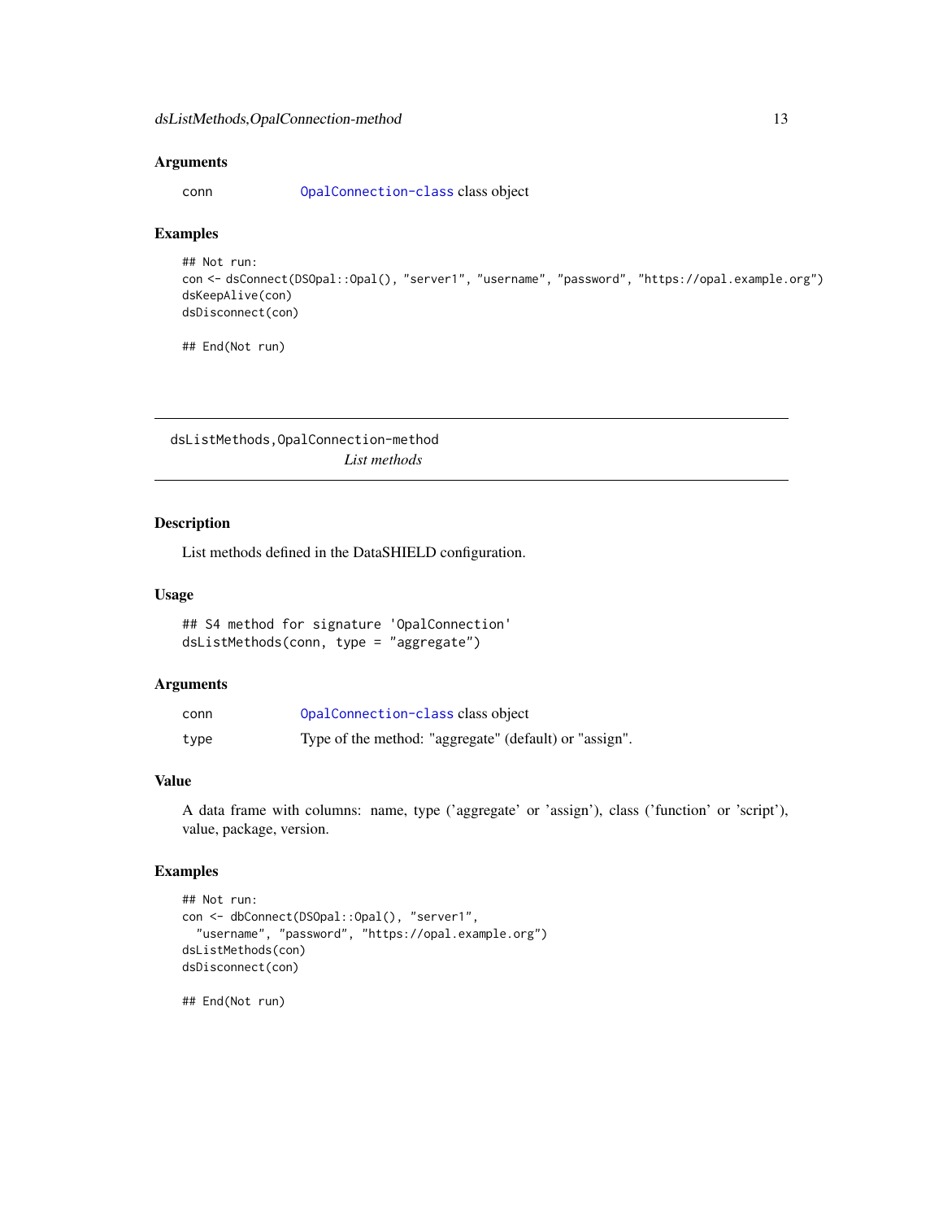### Arguments

conn OpalConnection-class class object

### Examples

```
## Not run:
con <- dsConnect(DSOpal::Opal(), "server1", "username", "password", "https://opal.example.org")
dsKeepAlive(con)
dsDisconnect(con)

## End(Not run)
```

---

## dsListMethods,OpalConnection-method

*List methods*

---

### Description

List methods defined in the DataSHIELD configuration.

### Usage

```
## S4 method for signature 'OpalConnection'
dsListMethods(conn, type = "aggregate")
```

### Arguments

| | |
|---|---|
| conn | OpalConnection-class class object |
| type | Type of the method: "aggregate" (default) or "assign". |

### Value

A data frame with columns: name, type ('aggregate' or 'assign'), class ('function' or 'script'), value, package, version.

### Examples

```
## Not run:
con <- dbConnect(DSOpal::Opal(), "server1",
  "username", "password", "https://opal.example.org")
dsListMethods(con)
dsDisconnect(con)

## End(Not run)
```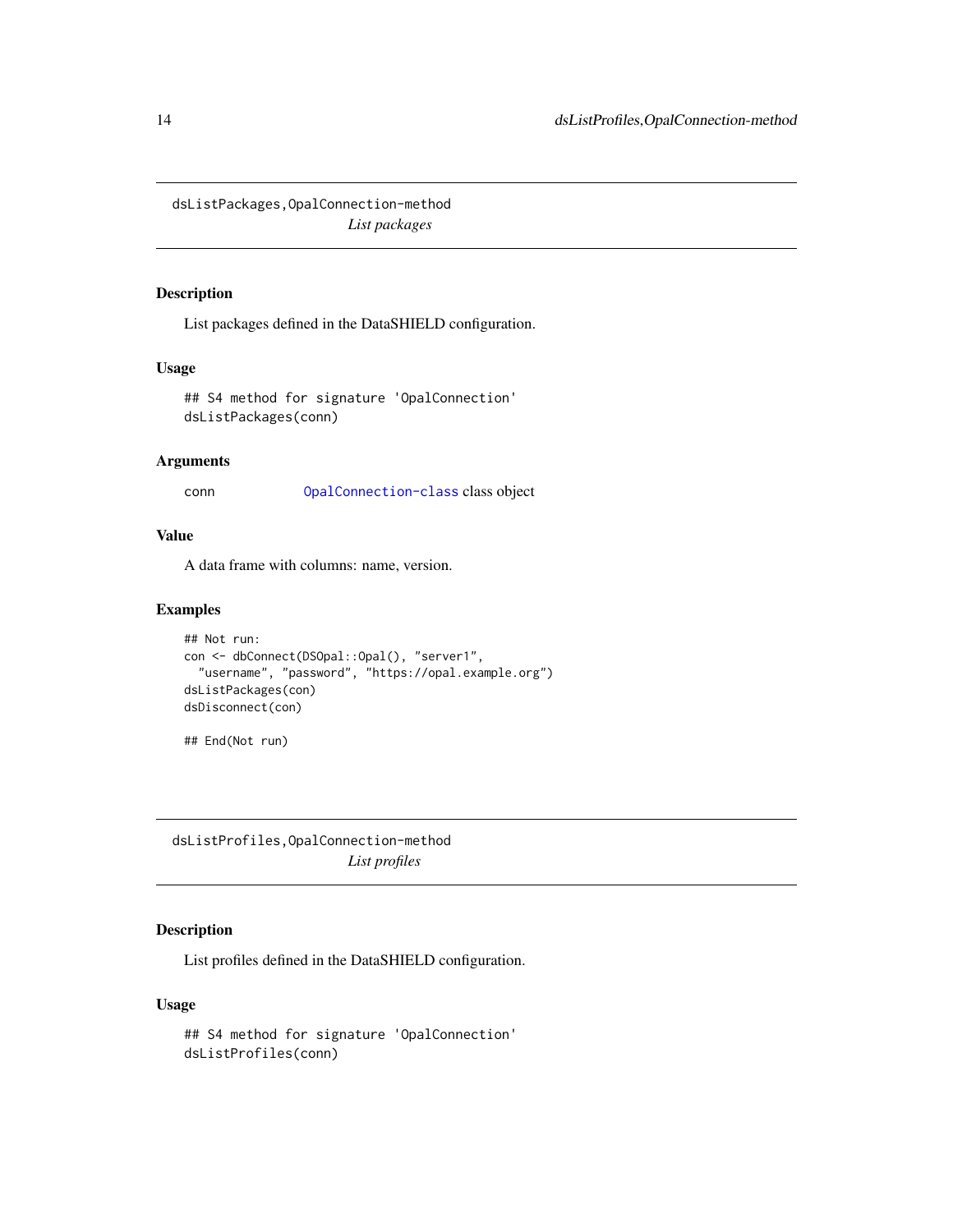## dsListPackages,OpalConnection-method

*List packages*

### Description

List packages defined in the DataSHIELD configuration.

### Usage

```
## S4 method for signature 'OpalConnection'
dsListPackages(conn)
```

### Arguments

| | |
|---|---|
| conn | OpalConnection-class class object |

### Value

A data frame with columns: name, version.

### Examples

```
## Not run:
con <- dbConnect(DSOpal::Opal(), "server1",
  "username", "password", "https://opal.example.org")
dsListPackages(con)
dsDisconnect(con)

## End(Not run)
```

## dsListProfiles,OpalConnection-method

*List profiles*

### Description

List profiles defined in the DataSHIELD configuration.

### Usage

```
## S4 method for signature 'OpalConnection'
dsListProfiles(conn)
```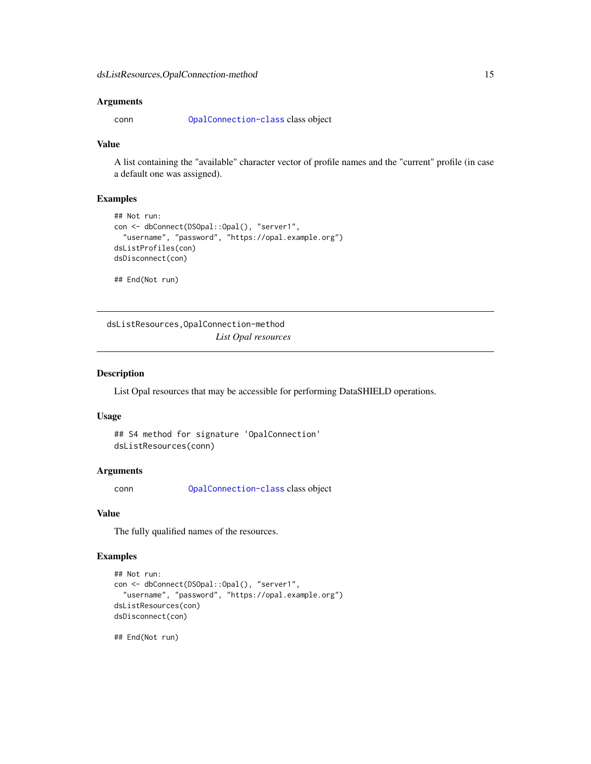### Arguments

conn `OpalConnection-class` class object

### Value

A list containing the "available" character vector of profile names and the "current" profile (in case a default one was assigned).

### Examples

```
## Not run:
con <- dbConnect(DSOpal::Opal(), "server1",
  "username", "password", "https://opal.example.org")
dsListProfiles(con)
dsDisconnect(con)

## End(Not run)
```

---

## dsListResources,OpalConnection-method

*List Opal resources*

---

### Description

List Opal resources that may be accessible for performing DataSHIELD operations.

### Usage

```
## S4 method for signature 'OpalConnection'
dsListResources(conn)
```

### Arguments

conn `OpalConnection-class` class object

### Value

The fully qualified names of the resources.

### Examples

```
## Not run:
con <- dbConnect(DSOpal::Opal(), "server1",
  "username", "password", "https://opal.example.org")
dsListResources(con)
dsDisconnect(con)

## End(Not run)
```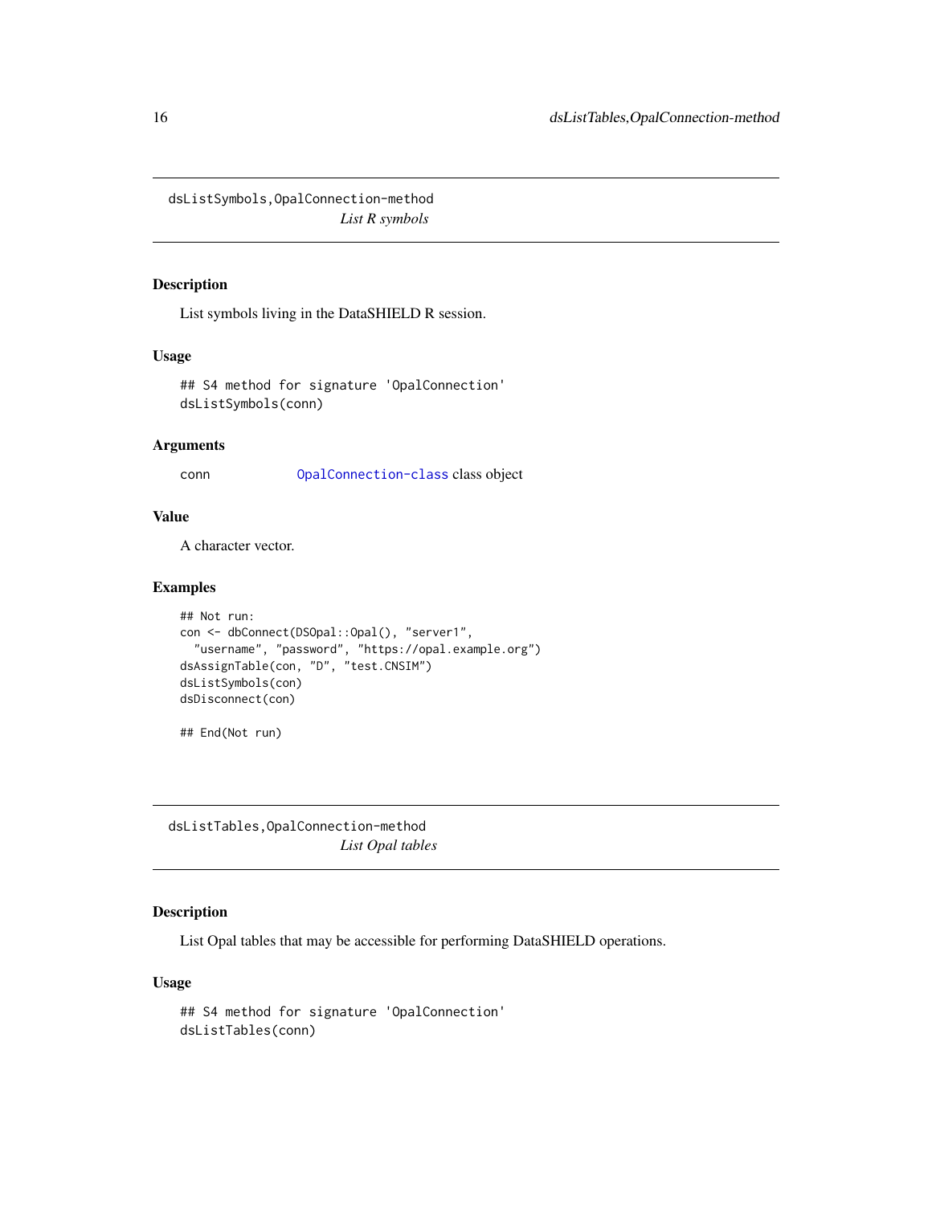## dsListSymbols,OpalConnection-method

*List R symbols*

### Description

List symbols living in the DataSHIELD R session.

### Usage

```
## S4 method for signature 'OpalConnection'
dsListSymbols(conn)
```

### Arguments

| | |
|---|---|
| conn | OpalConnection-class class object |

### Value

A character vector.

### Examples

```
## Not run:
con <- dbConnect(DSOpal::Opal(), "server1",
  "username", "password", "https://opal.example.org")
dsAssignTable(con, "D", "test.CNSIM")
dsListSymbols(con)
dsDisconnect(con)

## End(Not run)
```

## dsListTables,OpalConnection-method

*List Opal tables*

### Description

List Opal tables that may be accessible for performing DataSHIELD operations.

### Usage

```
## S4 method for signature 'OpalConnection'
dsListTables(conn)
```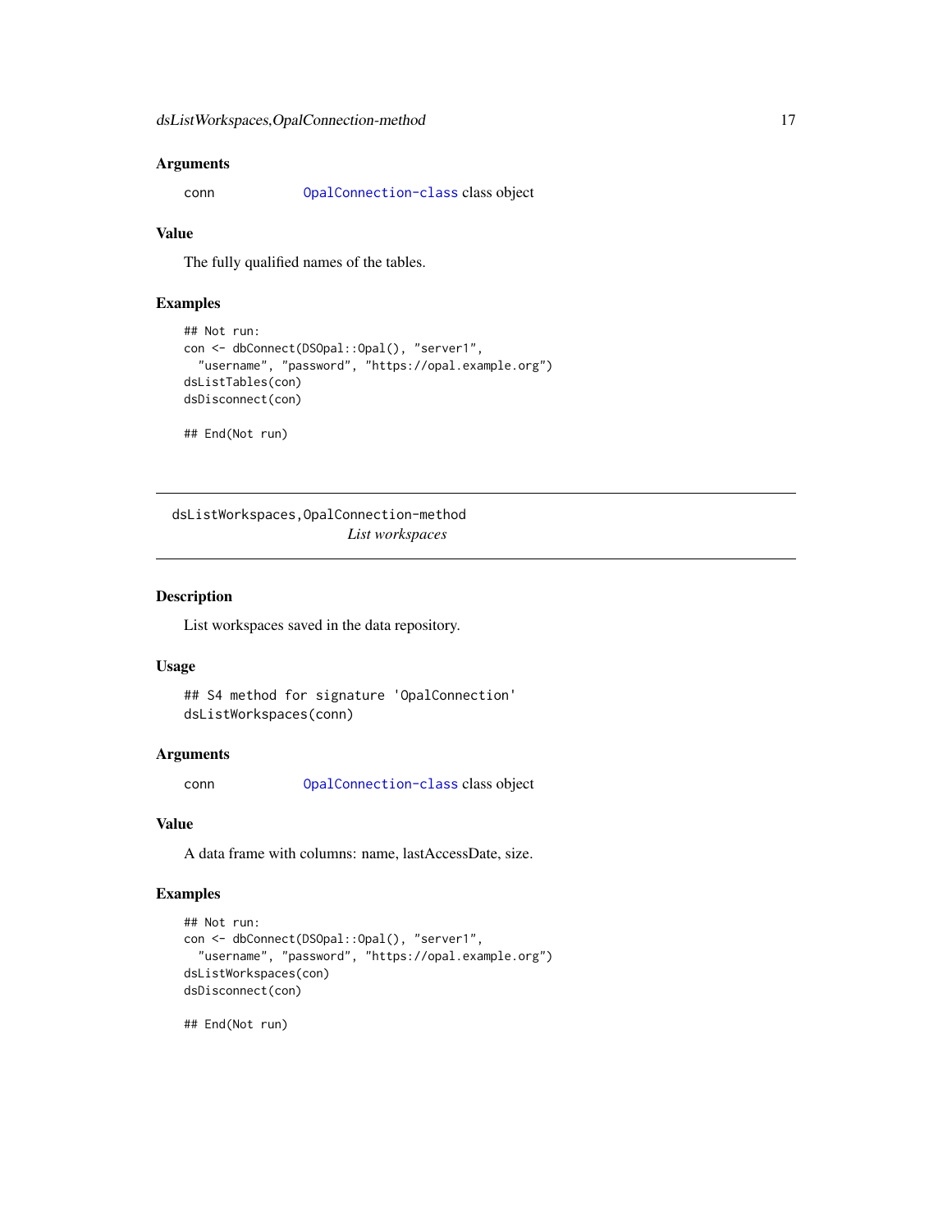### Arguments

conn	`OpalConnection-class` class object

### Value

The fully qualified names of the tables.

### Examples

```
## Not run:
con <- dbConnect(DSOpal::Opal(), "server1",
  "username", "password", "https://opal.example.org")
dsListTables(con)
dsDisconnect(con)

## End(Not run)
```

---

## dsListWorkspaces,OpalConnection-method

*List workspaces*

---

### Description

List workspaces saved in the data repository.

### Usage

```
## S4 method for signature 'OpalConnection'
dsListWorkspaces(conn)
```

### Arguments

conn	`OpalConnection-class` class object

### Value

A data frame with columns: name, lastAccessDate, size.

### Examples

```
## Not run:
con <- dbConnect(DSOpal::Opal(), "server1",
  "username", "password", "https://opal.example.org")
dsListWorkspaces(con)
dsDisconnect(con)

## End(Not run)
```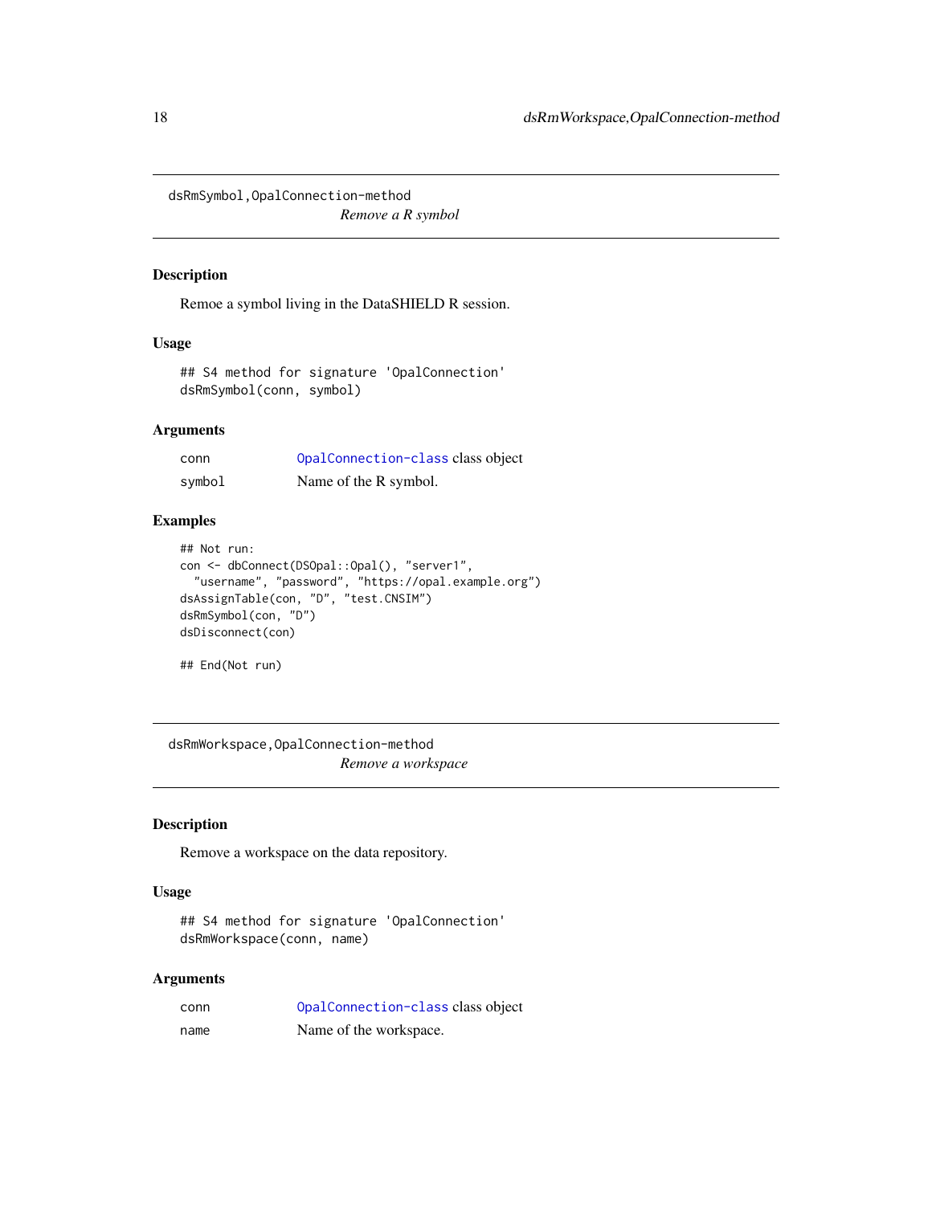## dsRmSymbol,OpalConnection-method

*Remove a R symbol*

### Description

Remoe a symbol living in the DataSHIELD R session.

### Usage

```
## S4 method for signature 'OpalConnection'
dsRmSymbol(conn, symbol)
```

### Arguments

| | |
|---|---|
| conn | OpalConnection-class class object |
| symbol | Name of the R symbol. |

### Examples

```
## Not run:
con <- dbConnect(DSOpal::Opal(), "server1",
  "username", "password", "https://opal.example.org")
dsAssignTable(con, "D", "test.CNSIM")
dsRmSymbol(con, "D")
dsDisconnect(con)

## End(Not run)
```

## dsRmWorkspace,OpalConnection-method

*Remove a workspace*

### Description

Remove a workspace on the data repository.

### Usage

```
## S4 method for signature 'OpalConnection'
dsRmWorkspace(conn, name)
```

### Arguments

| | |
|---|---|
| conn | OpalConnection-class class object |
| name | Name of the workspace. |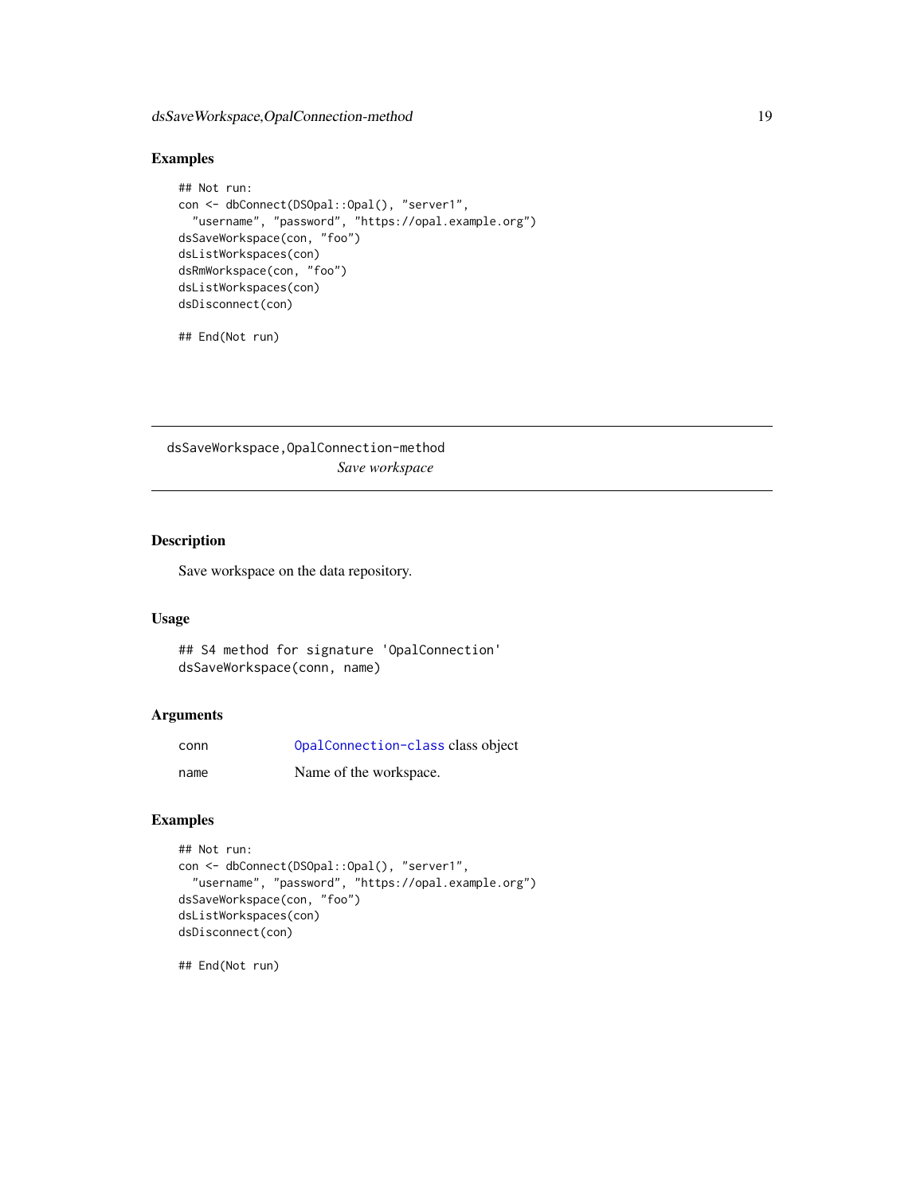## Examples

```
## Not run:
con <- dbConnect(DSOpal::Opal(), "server1",
  "username", "password", "https://opal.example.org")
dsSaveWorkspace(con, "foo")
dsListWorkspaces(con)
dsRmWorkspace(con, "foo")
dsListWorkspaces(con)
dsDisconnect(con)

## End(Not run)
```

---

# dsSaveWorkspace,OpalConnection-method

*Save workspace*

---

## Description

Save workspace on the data repository.

## Usage

```
## S4 method for signature 'OpalConnection'
dsSaveWorkspace(conn, name)
```

## Arguments

| | |
|---|---|
| conn | OpalConnection-class class object |
| name | Name of the workspace. |

## Examples

```
## Not run:
con <- dbConnect(DSOpal::Opal(), "server1",
  "username", "password", "https://opal.example.org")
dsSaveWorkspace(con, "foo")
dsListWorkspaces(con)
dsDisconnect(con)

## End(Not run)
```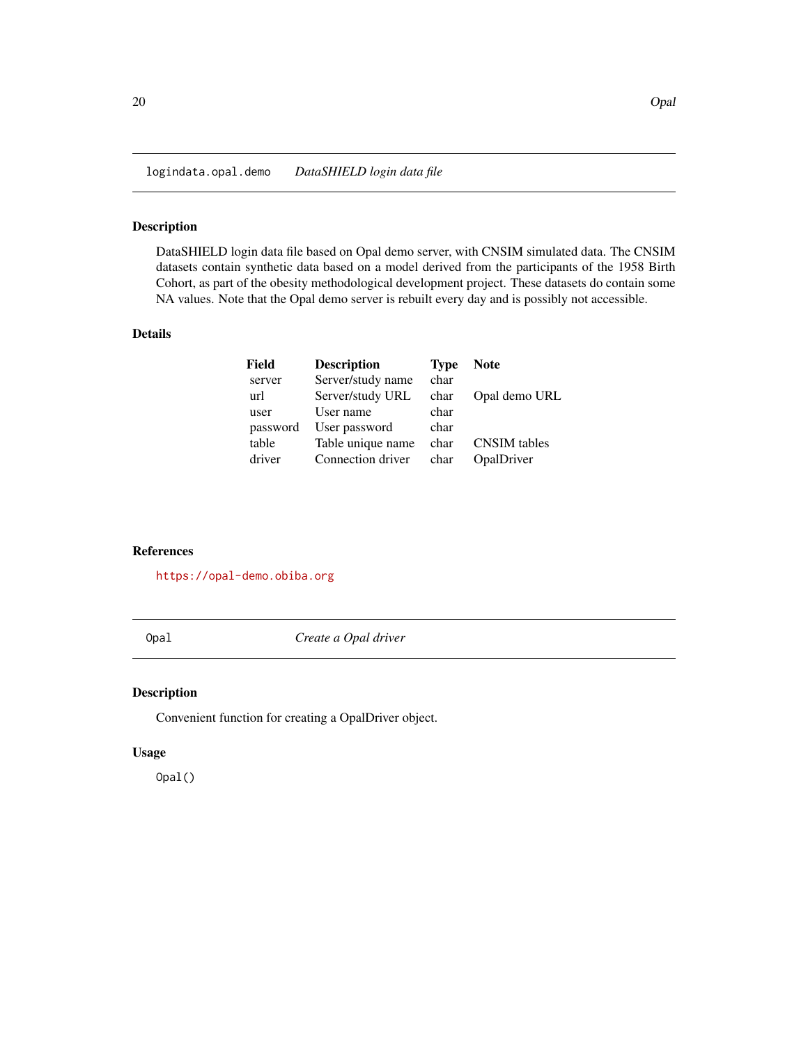## logindata.opal.demo *DataSHIELD login data file*

### Description

DataSHIELD login data file based on Opal demo server, with CNSIM simulated data. The CNSIM datasets contain synthetic data based on a model derived from the participants of the 1958 Birth Cohort, as part of the obesity methodological development project. These datasets do contain some NA values. Note that the Opal demo server is rebuilt every day and is possibly not accessible.

### Details

| Field | Description | Type | Note |
|---|---|---|---|
| server | Server/study name | char | |
| url | Server/study URL | char | Opal demo URL |
| user | User name | char | |
| password | User password | char | |
| table | Table unique name | char | CNSIM tables |
| driver | Connection driver | char | OpalDriver |

### References

https://opal-demo.obiba.org

## Opal *Create a Opal driver*

### Description

Convenient function for creating a OpalDriver object.

### Usage

```
Opal()
```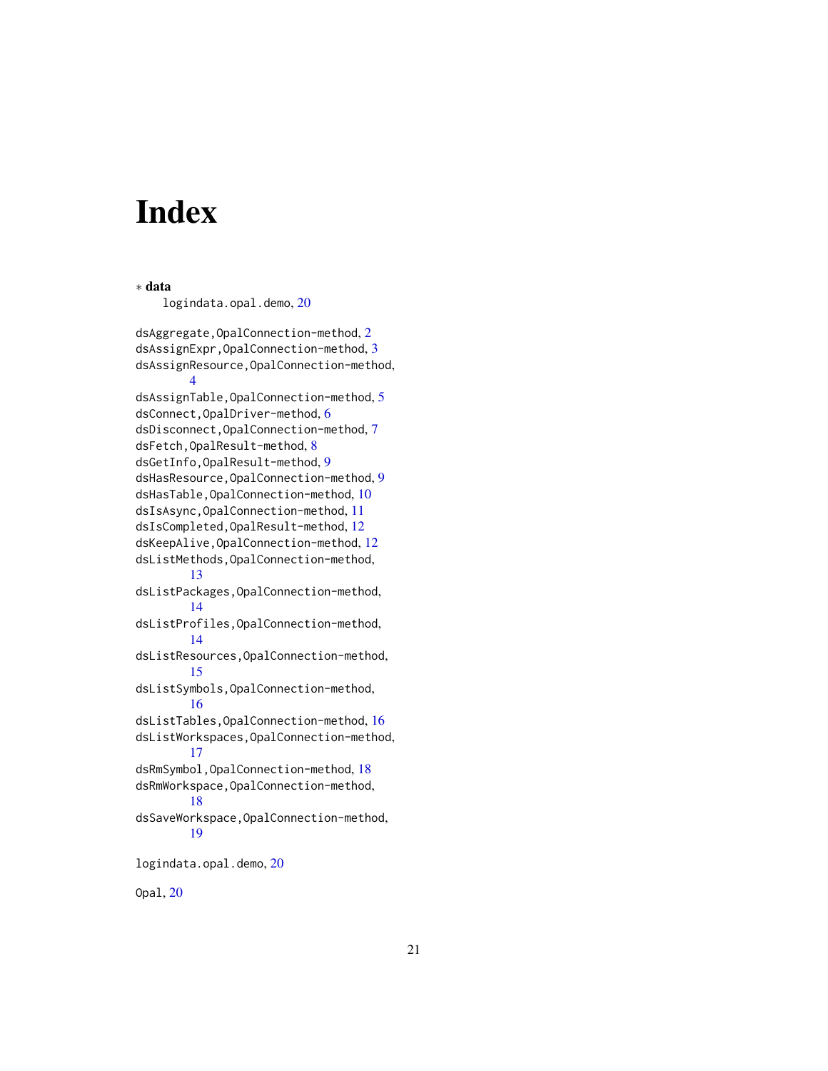# Index

∗ **data**

logindata.opal.demo, 20

dsAggregate,OpalConnection-method, 2
dsAssignExpr,OpalConnection-method, 3
dsAssignResource,OpalConnection-method, 4
dsAssignTable,OpalConnection-method, 5
dsConnect,OpalDriver-method, 6
dsDisconnect,OpalConnection-method, 7
dsFetch,OpalResult-method, 8
dsGetInfo,OpalResult-method, 9
dsHasResource,OpalConnection-method, 9
dsHasTable,OpalConnection-method, 10
dsIsAsync,OpalConnection-method, 11
dsIsCompleted,OpalResult-method, 12
dsKeepAlive,OpalConnection-method, 12
dsListMethods,OpalConnection-method, 13
dsListPackages,OpalConnection-method, 14
dsListProfiles,OpalConnection-method, 14
dsListResources,OpalConnection-method, 15
dsListSymbols,OpalConnection-method, 16
dsListTables,OpalConnection-method, 16
dsListWorkspaces,OpalConnection-method, 17
dsRmSymbol,OpalConnection-method, 18
dsRmWorkspace,OpalConnection-method, 18
dsSaveWorkspace,OpalConnection-method, 19

logindata.opal.demo, 20

Opal, 20